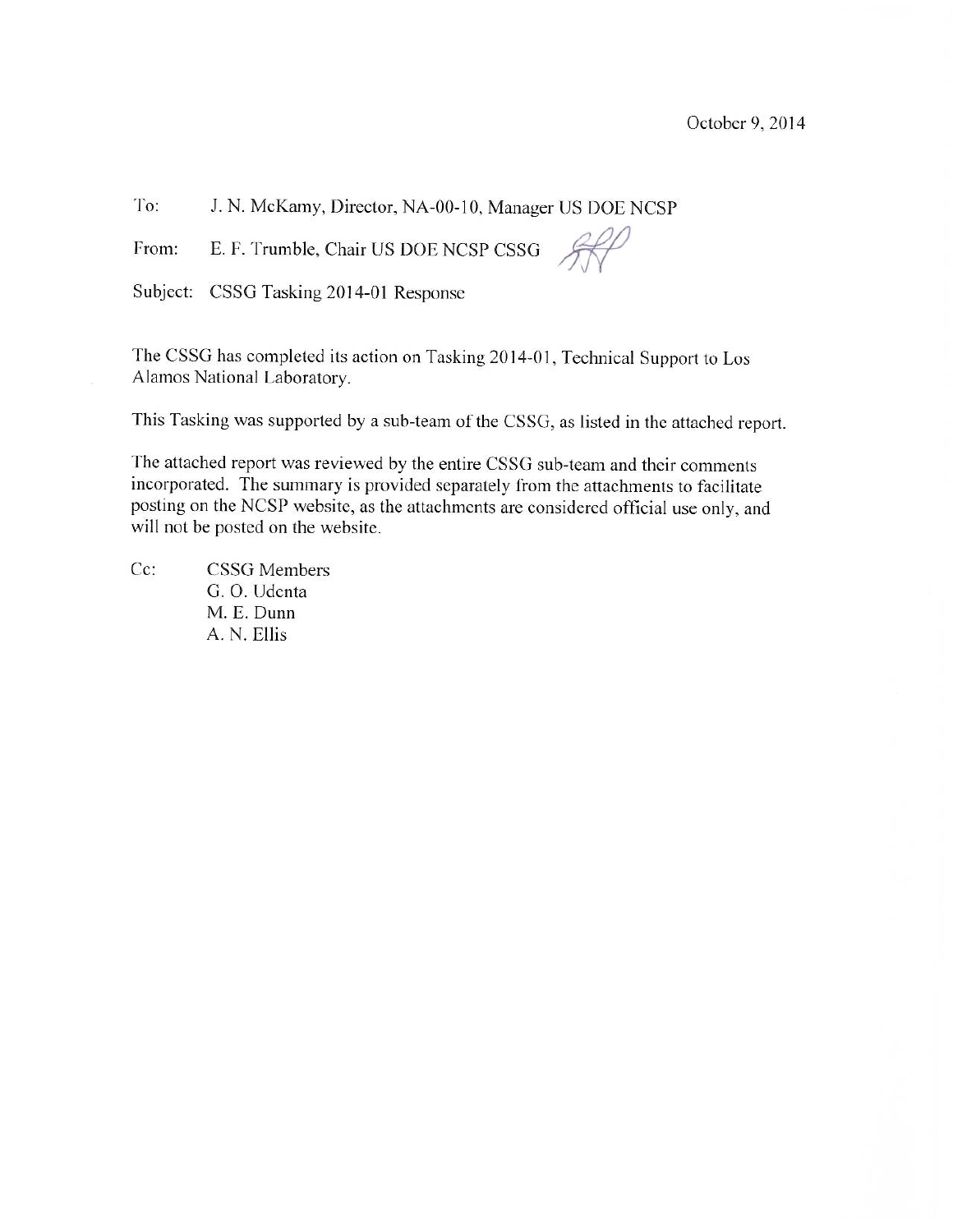October 9, 2014

To: J. N. McKamy, Director, NA-00-10, Manager US DOE NCSP

From: E. F. Trumble, Chair US DOE NCSP CSSG

Subject: CSSG Tasking 2014-01 Response

The CSSG has completed its action on Tasking 2014-01, Technical Support to Los Alamos National Laboratory.

This Tasking was supported by a sub-team of the CSSG, as listed in the attached report.

The attached report was reviewed by the entire CSSG sub-team and their comments incorporated. The summary is provided separately from the attachments to facilitate posting on the NCSP website, as the attachments are considered official use only, and will not be posted on the website.

Cc: CSSG Members  
G. O. Udenta  
M. E. Dunn  
A. N. Ellis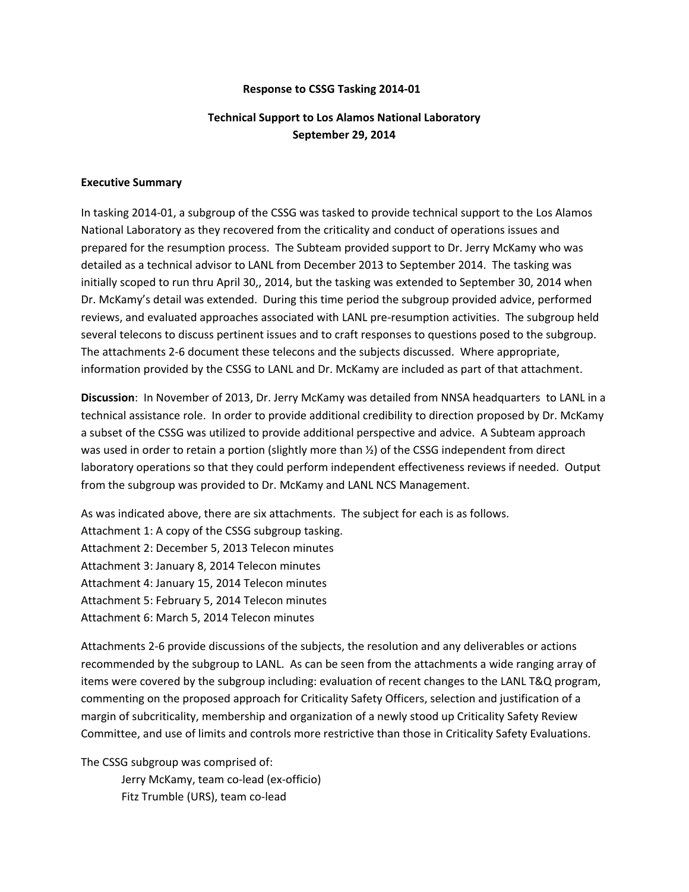**Response to CSSG Tasking 2014-01**

**Technical Support to Los Alamos National Laboratory**
**September 29, 2014**

**Executive Summary**

In tasking 2014-01, a subgroup of the CSSG was tasked to provide technical support to the Los Alamos National Laboratory as they recovered from the criticality and conduct of operations issues and prepared for the resumption process. The Subteam provided support to Dr. Jerry McKamy who was detailed as a technical advisor to LANL from December 2013 to September 2014. The tasking was initially scoped to run thru April 30,, 2014, but the tasking was extended to September 30, 2014 when Dr. McKamy's detail was extended. During this time period the subgroup provided advice, performed reviews, and evaluated approaches associated with LANL pre-resumption activities. The subgroup held several telecons to discuss pertinent issues and to craft responses to questions posed to the subgroup. The attachments 2-6 document these telecons and the subjects discussed. Where appropriate, information provided by the CSSG to LANL and Dr. McKamy are included as part of that attachment.

**Discussion**: In November of 2013, Dr. Jerry McKamy was detailed from NNSA headquarters to LANL in a technical assistance role. In order to provide additional credibility to direction proposed by Dr. McKamy a subset of the CSSG was utilized to provide additional perspective and advice. A Subteam approach was used in order to retain a portion (slightly more than ½) of the CSSG independent from direct laboratory operations so that they could perform independent effectiveness reviews if needed. Output from the subgroup was provided to Dr. McKamy and LANL NCS Management.

As was indicated above, there are six attachments. The subject for each is as follows.
Attachment 1: A copy of the CSSG subgroup tasking.
Attachment 2: December 5, 2013 Telecon minutes
Attachment 3: January 8, 2014 Telecon minutes
Attachment 4: January 15, 2014 Telecon minutes
Attachment 5: February 5, 2014 Telecon minutes
Attachment 6: March 5, 2014 Telecon minutes

Attachments 2-6 provide discussions of the subjects, the resolution and any deliverables or actions recommended by the subgroup to LANL. As can be seen from the attachments a wide ranging array of items were covered by the subgroup including: evaluation of recent changes to the LANL T&Q program, commenting on the proposed approach for Criticality Safety Officers, selection and justification of a margin of subcriticality, membership and organization of a newly stood up Criticality Safety Review Committee, and use of limits and controls more restrictive than those in Criticality Safety Evaluations.

The CSSG subgroup was comprised of:

Jerry McKamy, team co-lead (ex-officio)
Fitz Trumble (URS), team co-lead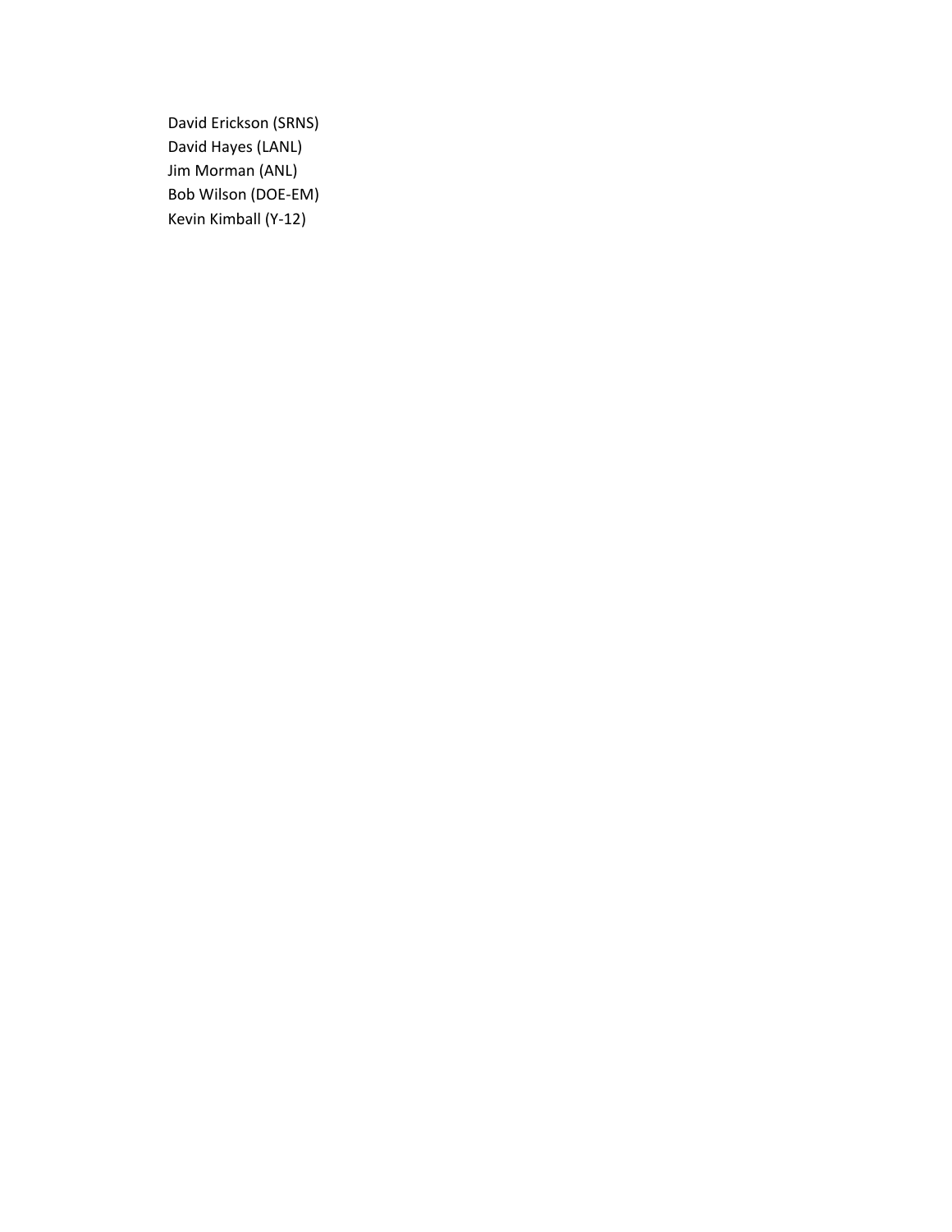David Erickson (SRNS)
David Hayes (LANL)
Jim Morman (ANL)
Bob Wilson (DOE-EM)
Kevin Kimball (Y-12)